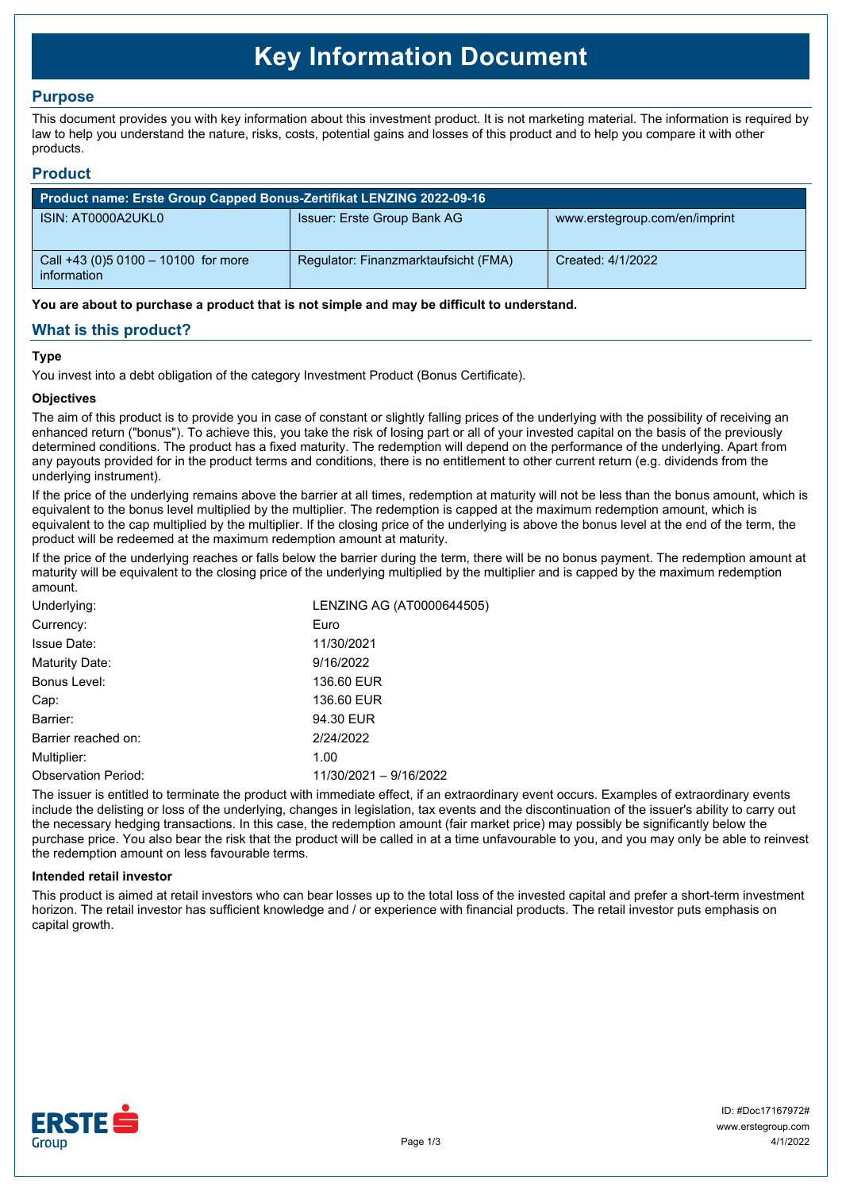# Key Information Document

## Purpose

This document provides you with key information about this investment product. It is not marketing material. The information is required by law to help you understand the nature, risks, costs, potential gains and losses of this product and to help you compare it with other products.

## Product

| Product name: Erste Group Capped Bonus-Zertifikat LENZING 2022-09-16 | | |
|---|---|---|
| ISIN: AT0000A2UKL0 | Issuer: Erste Group Bank AG | www.erstegroup.com/en/imprint |
| Call +43 (0)5 0100 – 10100 for more information | Regulator: Finanzmarktaufsicht (FMA) | Created: 4/1/2022 |

**You are about to purchase a product that is not simple and may be difficult to understand.**

## What is this product?

### Type

You invest into a debt obligation of the category Investment Product (Bonus Certificate).

### Objectives

The aim of this product is to provide you in case of constant or slightly falling prices of the underlying with the possibility of receiving an enhanced return ("bonus"). To achieve this, you take the risk of losing part or all of your invested capital on the basis of the previously determined conditions. The product has a fixed maturity. The redemption will depend on the performance of the underlying. Apart from any payouts provided for in the product terms and conditions, there is no entitlement to other current return (e.g. dividends from the underlying instrument).

If the price of the underlying remains above the barrier at all times, redemption at maturity will not be less than the bonus amount, which is equivalent to the bonus level multiplied by the multiplier. The redemption is capped at the maximum redemption amount, which is equivalent to the cap multiplied by the multiplier. If the closing price of the underlying is above the bonus level at the end of the term, the product will be redeemed at the maximum redemption amount at maturity.

If the price of the underlying reaches or falls below the barrier during the term, there will be no bonus payment. The redemption amount at maturity will be equivalent to the closing price of the underlying multiplied by the multiplier and is capped by the maximum redemption amount.

| | |
|---|---|
| Underlying: | LENZING AG (AT0000644505) |
| Currency: | Euro |
| Issue Date: | 11/30/2021 |
| Maturity Date: | 9/16/2022 |
| Bonus Level: | 136.60 EUR |
| Cap: | 136.60 EUR |
| Barrier: | 94.30 EUR |
| Barrier reached on: | 2/24/2022 |
| Multiplier: | 1.00 |
| Observation Period: | 11/30/2021 – 9/16/2022 |

The issuer is entitled to terminate the product with immediate effect, if an extraordinary event occurs. Examples of extraordinary events include the delisting or loss of the underlying, changes in legislation, tax events and the discontinuation of the issuer's ability to carry out the necessary hedging transactions. In this case, the redemption amount (fair market price) may possibly be significantly below the purchase price. You also bear the risk that the product will be called in at a time unfavourable to you, and you may only be able to reinvest the redemption amount on less favourable terms.

### Intended retail investor

This product is aimed at retail investors who can bear losses up to the total loss of the invested capital and prefer a short-term investment horizon. The retail investor has sufficient knowledge and / or experience with financial products. The retail investor puts emphasis on capital growth.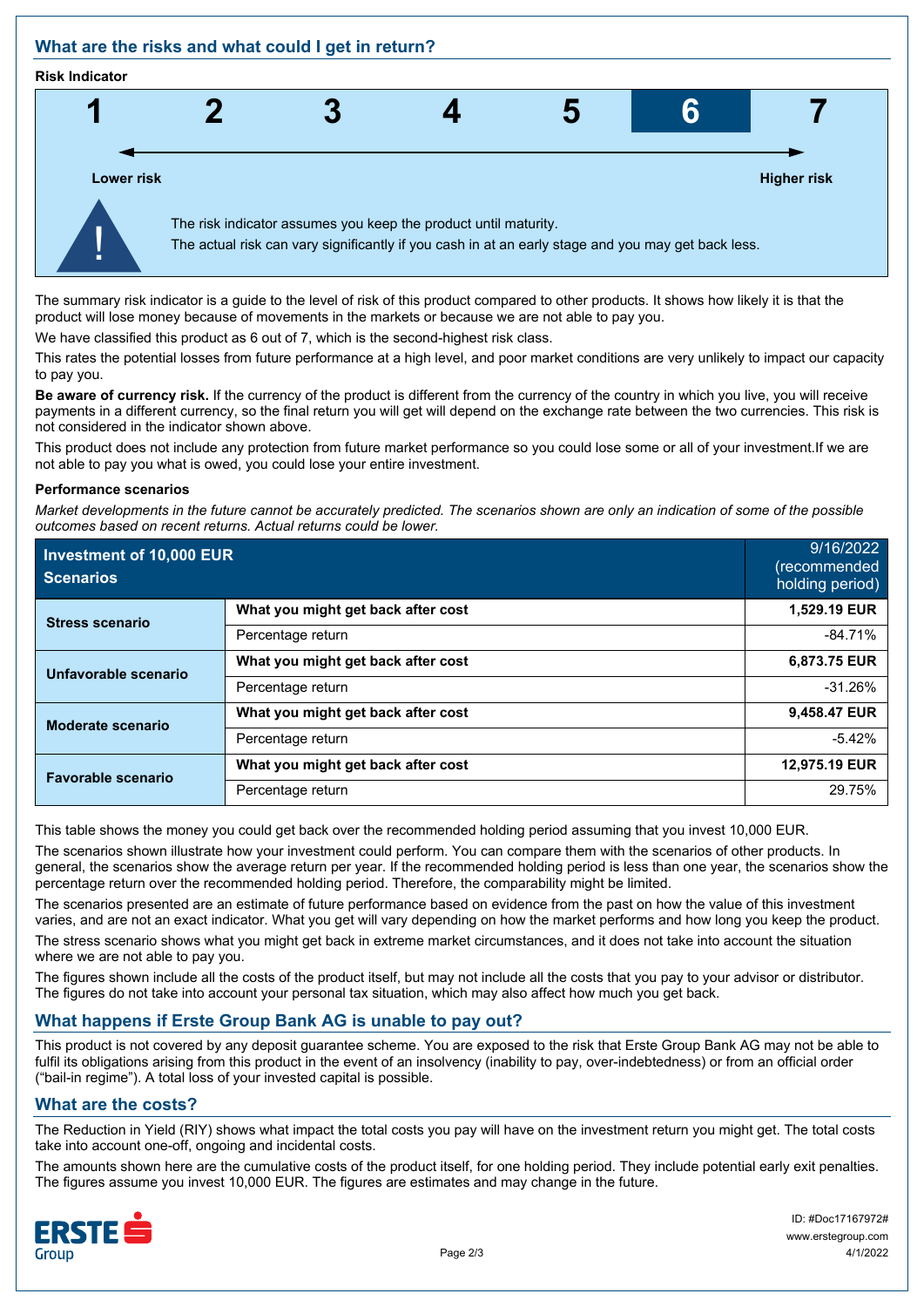## What are the risks and what could I get in return?

**Risk Indicator**

| 1 | 2 | 3 | 4 | 5 | **6** | 7 |
|---|---|---|---|---|---|---|

**Lower risk** → **Higher risk**

The risk indicator assumes you keep the product until maturity.
The actual risk can vary significantly if you cash in at an early stage and you may get back less.

The summary risk indicator is a guide to the level of risk of this product compared to other products. It shows how likely it is that the product will lose money because of movements in the markets or because we are not able to pay you.

We have classified this product as 6 out of 7, which is the second-highest risk class.

This rates the potential losses from future performance at a high level, and poor market conditions are very unlikely to impact our capacity to pay you.

**Be aware of currency risk.** If the currency of the product is different from the currency of the country in which you live, you will receive payments in a different currency, so the final return you will get will depend on the exchange rate between the two currencies. This risk is not considered in the indicator shown above.

This product does not include any protection from future market performance so you could lose some or all of your investment.If we are not able to pay you what is owed, you could lose your entire investment.

**Performance scenarios**

*Market developments in the future cannot be accurately predicted. The scenarios shown are only an indication of some of the possible outcomes based on recent returns. Actual returns could be lower.*

| Investment of 10,000 EUR Scenarios | | 9/16/2022 (recommended holding period) |
|---|---|---|
| **Stress scenario** | **What you might get back after cost** | **1,529.19 EUR** |
| | Percentage return | -84.71% |
| **Unfavorable scenario** | **What you might get back after cost** | **6,873.75 EUR** |
| | Percentage return | -31.26% |
| **Moderate scenario** | **What you might get back after cost** | **9,458.47 EUR** |
| | Percentage return | -5.42% |
| **Favorable scenario** | **What you might get back after cost** | **12,975.19 EUR** |
| | Percentage return | 29.75% |

This table shows the money you could get back over the recommended holding period assuming that you invest 10,000 EUR.

The scenarios shown illustrate how your investment could perform. You can compare them with the scenarios of other products. In general, the scenarios show the average return per year. If the recommended holding period is less than one year, the scenarios show the percentage return over the recommended holding period. Therefore, the comparability might be limited.

The scenarios presented are an estimate of future performance based on evidence from the past on how the value of this investment varies, and are not an exact indicator. What you get will vary depending on how the market performs and how long you keep the product.

The stress scenario shows what you might get back in extreme market circumstances, and it does not take into account the situation where we are not able to pay you.

The figures shown include all the costs of the product itself, but may not include all the costs that you pay to your advisor or distributor. The figures do not take into account your personal tax situation, which may also affect how much you get back.

## What happens if Erste Group Bank AG is unable to pay out?

This product is not covered by any deposit guarantee scheme. You are exposed to the risk that Erste Group Bank AG may not be able to fulfil its obligations arising from this product in the event of an insolvency (inability to pay, over-indebtedness) or from an official order ("bail-in regime"). A total loss of your invested capital is possible.

## What are the costs?

The Reduction in Yield (RIY) shows what impact the total costs you pay will have on the investment return you might get. The total costs take into account one-off, ongoing and incidental costs.

The amounts shown here are the cumulative costs of the product itself, for one holding period. They include potential early exit penalties. The figures assume you invest 10,000 EUR. The figures are estimates and may change in the future.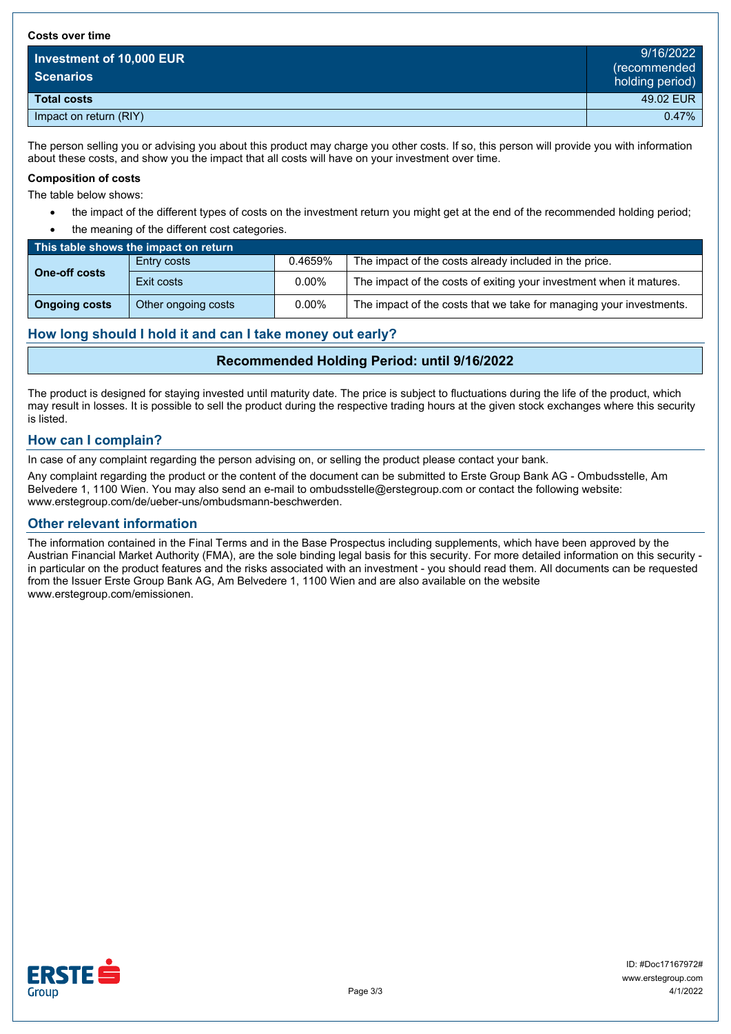**Costs over time**

| Investment of 10,000 EUR Scenarios | 9/16/2022 (recommended holding period) |
|---|---|
| **Total costs** | 49.02 EUR |
| Impact on return (RIY) | 0.47% |

The person selling you or advising you about this product may charge you other costs. If so, this person will provide you with information about these costs, and show you the impact that all costs will have on your investment over time.

**Composition of costs**

The table below shows:

- the impact of the different types of costs on the investment return you might get at the end of the recommended holding period;
- the meaning of the different cost categories.

| This table shows the impact on return | | | |
|---|---|---|---|
| **One-off costs** | Entry costs | 0.4659% | The impact of the costs already included in the price. |
| | Exit costs | 0.00% | The impact of the costs of exiting your investment when it matures. |
| **Ongoing costs** | Other ongoing costs | 0.00% | The impact of the costs that we take for managing your investments. |

## How long should I hold it and can I take money out early?

**Recommended Holding Period: until 9/16/2022**

The product is designed for staying invested until maturity date. The price is subject to fluctuations during the life of the product, which may result in losses. It is possible to sell the product during the respective trading hours at the given stock exchanges where this security is listed.

## How can I complain?

In case of any complaint regarding the person advising on, or selling the product please contact your bank.

Any complaint regarding the product or the content of the document can be submitted to Erste Group Bank AG - Ombudsstelle, Am Belvedere 1, 1100 Wien. You may also send an e-mail to ombudsstelle@erstegroup.com or contact the following website: www.erstegroup.com/de/ueber-uns/ombudsmann-beschwerden.

## Other relevant information

The information contained in the Final Terms and in the Base Prospectus including supplements, which have been approved by the Austrian Financial Market Authority (FMA), are the sole binding legal basis for this security. For more detailed information on this security - in particular on the product features and the risks associated with an investment - you should read them. All documents can be requested from the Issuer Erste Group Bank AG, Am Belvedere 1, 1100 Wien and are also available on the website www.erstegroup.com/emissionen.

ID: #Doc17167972#
www.erstegroup.com
4/1/2022